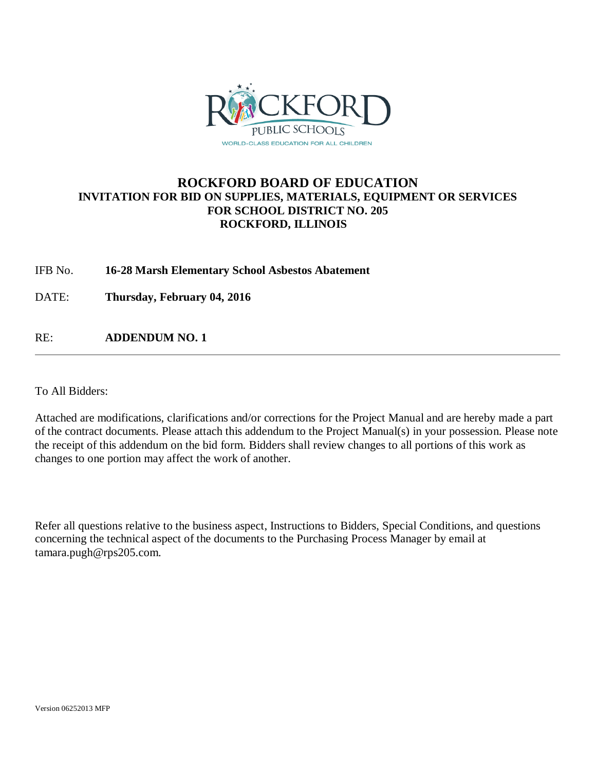# ROCKFORD BOARD OF EDUCATION

## INVITATION FOR BID ON SUPPLIES, MATERIALS, EQUIPMENT OR SERVICES FOR SCHOOL DISTRICT NO. 205 ROCKFORD, ILLINOIS

IFB No. **16-28 Marsh Elementary School Asbestos Abatement**

DATE: **Thursday, February 04, 2016**

RE: **ADDENDUM NO. 1**

---

To All Bidders:

Attached are modifications, clarifications and/or corrections for the Project Manual and are hereby made a part of the contract documents. Please attach this addendum to the Project Manual(s) in your possession. Please note the receipt of this addendum on the bid form. Bidders shall review changes to all portions of this work as changes to one portion may affect the work of another.

Refer all questions relative to the business aspect, Instructions to Bidders, Special Conditions, and questions concerning the technical aspect of the documents to the Purchasing Process Manager by email at tamara.pugh@rps205.com.

Version 06252013 MFP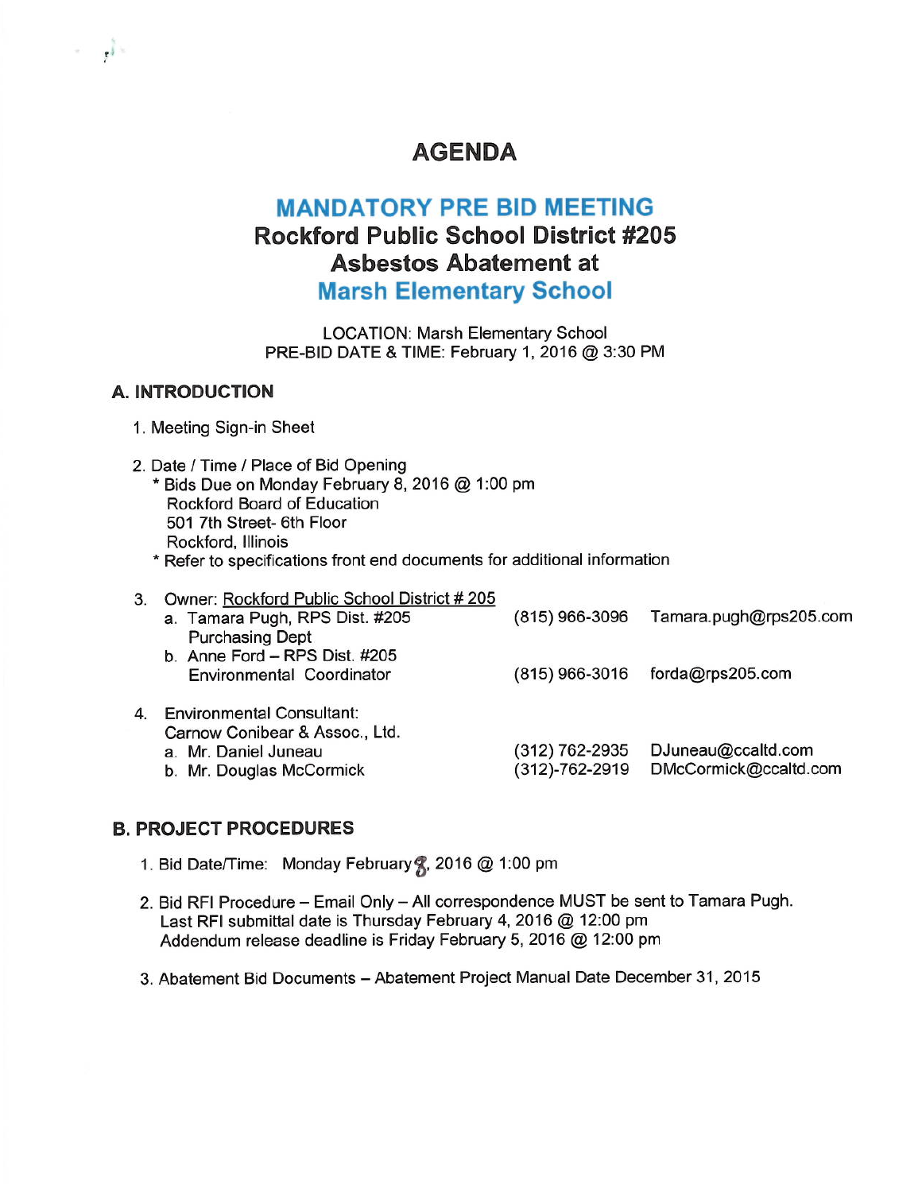# AGENDA

## MANDATORY PRE BID MEETING

## Rockford Public School District #205
## Asbestos Abatement at
## Marsh Elementary School

LOCATION: Marsh Elementary School
PRE-BID DATE & TIME: February 1, 2016 @ 3:30 PM

### A. INTRODUCTION

1. Meeting Sign-in Sheet

2. Date / Time / Place of Bid Opening
   * Bids Due on Monday February 8, 2016 @ 1:00 pm
     Rockford Board of Education
     501 7th Street- 6th Floor
     Rockford, Illinois
   * Refer to specifications front end documents for additional information

3. Owner: Rockford Public School District # 205
   a. Tamara Pugh, RPS Dist. #205 Purchasing Dept — (815) 966-3096 — Tamara.pugh@rps205.com
   b. Anne Ford – RPS Dist. #205 Environmental Coordinator — (815) 966-3016 — forda@rps205.com

4. Environmental Consultant:
   Carnow Conibear & Assoc., Ltd.
   a. Mr. Daniel Juneau — (312) 762-2935 — DJuneau@ccaltd.com
   b. Mr. Douglas McCormick — (312)-762-2919 — DMcCormick@ccaltd.com

### B. PROJECT PROCEDURES

1. Bid Date/Time: Monday February 8, 2016 @ 1:00 pm

2. Bid RFI Procedure – Email Only – All correspondence MUST be sent to Tamara Pugh.
   Last RFI submittal date is Thursday February 4, 2016 @ 12:00 pm
   Addendum release deadline is Friday February 5, 2016 @ 12:00 pm

3. Abatement Bid Documents – Abatement Project Manual Date December 31, 2015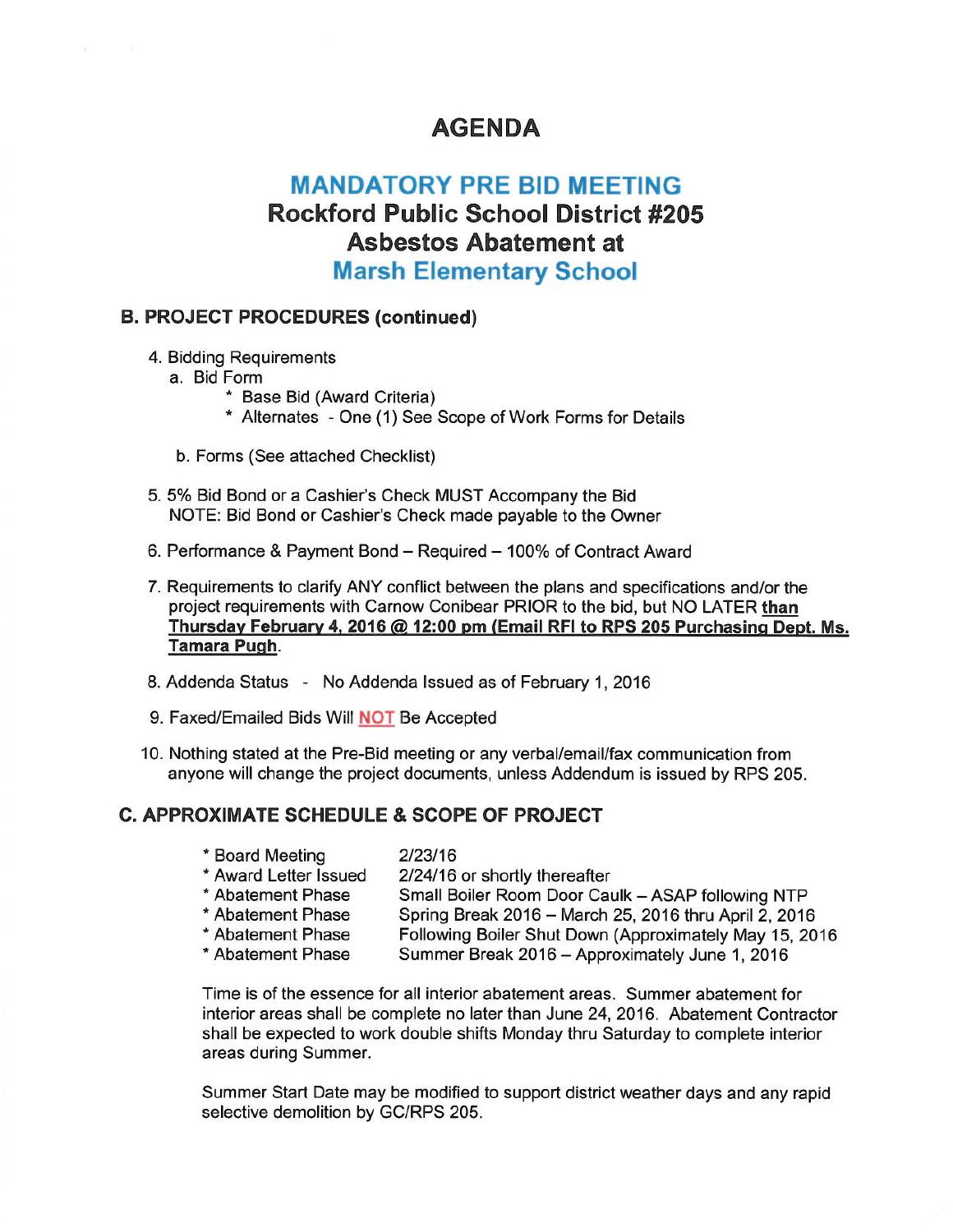# AGENDA

## MANDATORY PRE BID MEETING

## Rockford Public School District #205
## Asbestos Abatement at
## Marsh Elementary School

### B. PROJECT PROCEDURES (continued)

4. Bidding Requirements
   a. Bid Form
      * Base Bid (Award Criteria)
      * Alternates - One (1) See Scope of Work Forms for Details

   b. Forms (See attached Checklist)

5. 5% Bid Bond or a Cashier's Check MUST Accompany the Bid
   NOTE: Bid Bond or Cashier's Check made payable to the Owner

6. Performance & Payment Bond – Required – 100% of Contract Award

7. Requirements to clarify ANY conflict between the plans and specifications and/or the project requirements with Carnow Conibear PRIOR to the bid, but NO LATER **than Thursday February 4, 2016 @ 12:00 pm (Email RFI to RPS 205 Purchasing Dept. Ms. Tamara Pugh**.

8. Addenda Status - No Addenda Issued as of February 1, 2016

9. Faxed/Emailed Bids Will **NOT** Be Accepted

10. Nothing stated at the Pre-Bid meeting or any verbal/email/fax communication from anyone will change the project documents, unless Addendum is issued by RPS 205.

### C. APPROXIMATE SCHEDULE & SCOPE OF PROJECT

| | |
|---|---|
| * Board Meeting | 2/23/16 |
| * Award Letter Issued | 2/24/16 or shortly thereafter |
| * Abatement Phase | Small Boiler Room Door Caulk – ASAP following NTP |
| * Abatement Phase | Spring Break 2016 – March 25, 2016 thru April 2, 2016 |
| * Abatement Phase | Following Boiler Shut Down (Approximately May 15, 2016 |
| * Abatement Phase | Summer Break 2016 – Approximately June 1, 2016 |

Time is of the essence for all interior abatement areas. Summer abatement for interior areas shall be complete no later than June 24, 2016. Abatement Contractor shall be expected to work double shifts Monday thru Saturday to complete interior areas during Summer.

Summer Start Date may be modified to support district weather days and any rapid selective demolition by GC/RPS 205.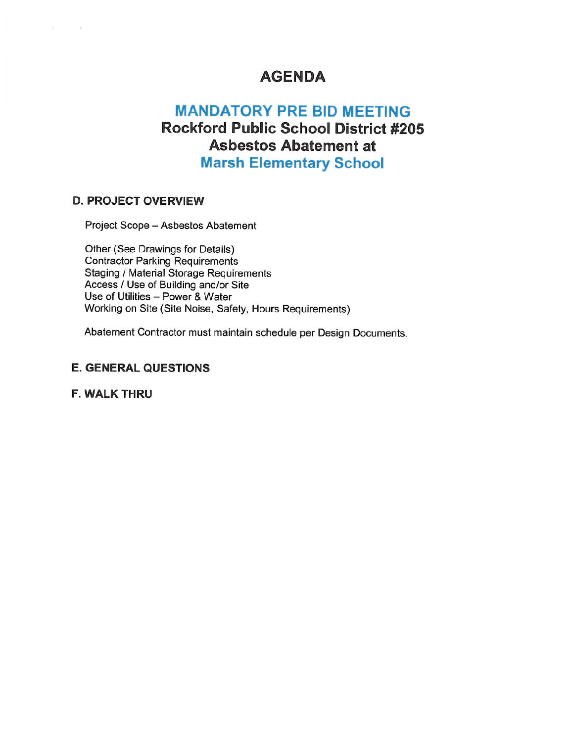# AGENDA

## MANDATORY PRE BID MEETING
## Rockford Public School District #205
## Asbestos Abatement at
## Marsh Elementary School

### D. PROJECT OVERVIEW

Project Scope – Asbestos Abatement

Other (See Drawings for Details)
Contractor Parking Requirements
Staging / Material Storage Requirements
Access / Use of Building and/or Site
Use of Utilities – Power & Water
Working on Site (Site Noise, Safety, Hours Requirements)

Abatement Contractor must maintain schedule per Design Documents.

### E. GENERAL QUESTIONS

### F. WALK THRU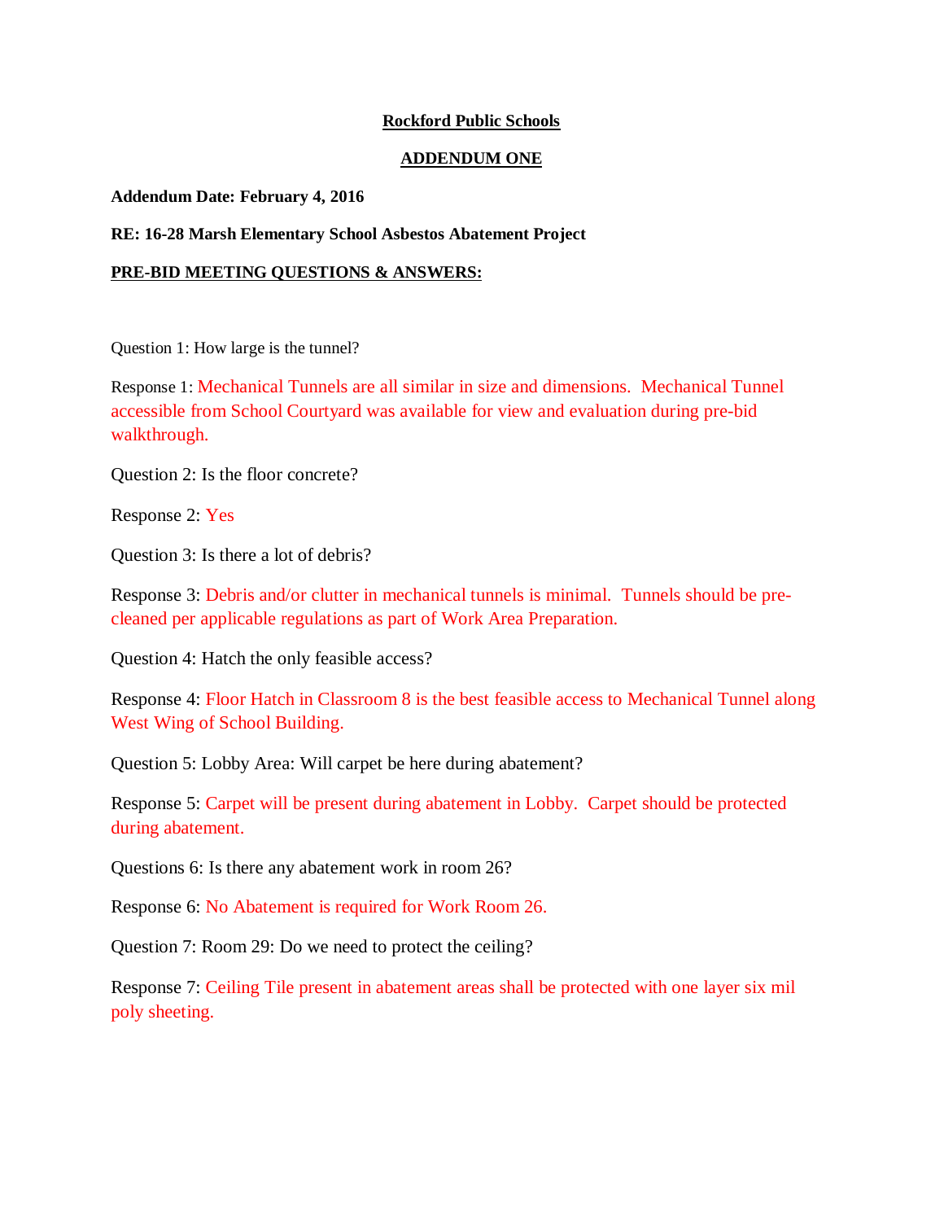**Rockford Public Schools**

**ADDENDUM ONE**

**Addendum Date: February 4, 2016**

**RE: 16-28 Marsh Elementary School Asbestos Abatement Project**

**PRE-BID MEETING QUESTIONS & ANSWERS:**

Question 1: How large is the tunnel?

Response 1: Mechanical Tunnels are all similar in size and dimensions. Mechanical Tunnel accessible from School Courtyard was available for view and evaluation during pre-bid walkthrough.

Question 2: Is the floor concrete?

Response 2: Yes

Question 3: Is there a lot of debris?

Response 3: Debris and/or clutter in mechanical tunnels is minimal. Tunnels should be pre-cleaned per applicable regulations as part of Work Area Preparation.

Question 4: Hatch the only feasible access?

Response 4: Floor Hatch in Classroom 8 is the best feasible access to Mechanical Tunnel along West Wing of School Building.

Question 5: Lobby Area: Will carpet be here during abatement?

Response 5: Carpet will be present during abatement in Lobby. Carpet should be protected during abatement.

Questions 6: Is there any abatement work in room 26?

Response 6: No Abatement is required for Work Room 26.

Question 7: Room 29: Do we need to protect the ceiling?

Response 7: Ceiling Tile present in abatement areas shall be protected with one layer six mil poly sheeting.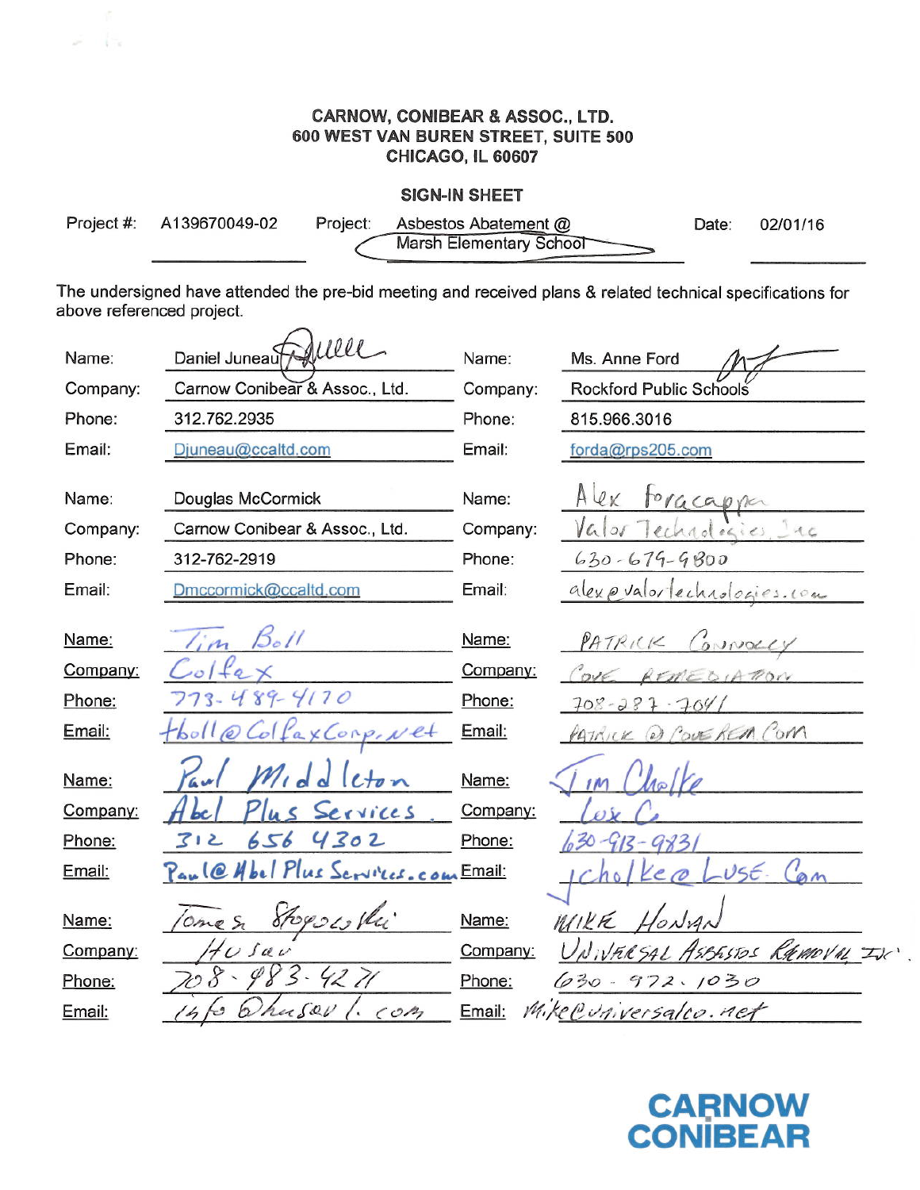**CARNOW, CONIBEAR & ASSOC., LTD.**
**600 WEST VAN BUREN STREET, SUITE 500**
**CHICAGO, IL 60607**

**SIGN-IN SHEET**

Project #: A139670049-02 Project: Asbestos Abatement @ Marsh Elementary School Date: 02/01/16

The undersigned have attended the pre-bid meeting and received plans & related technical specifications for above referenced project.

| | | | |
|---|---|---|---|
| Name: | Daniel Juneau | Name: | Ms. Anne Ford |
| Company: | Carnow Conibear & Assoc., Ltd. | Company: | Rockford Public Schools |
| Phone: | 312.762.2935 | Phone: | 815.966.3016 |
| Email: | Djuneau@ccaltd.com | Email: | forda@rps205.com |
| Name: | Douglas McCormick | Name: | Alex Foracappa |
| Company: | Carnow Conibear & Assoc., Ltd. | Company: | Valor Technologies, Inc |
| Phone: | 312-762-2919 | Phone: | 630-679-9800 |
| Email: | Dmccormick@ccaltd.com | Email: | alex@valortechnologies.com |
| Name: | Tim Boll | Name: | PATRICK CONNOLLY |
| Company: | Colfax | Company: | COVE REMEDIATION |
| Phone: | 773-489-4170 | Phone: | 708-287-7041 |
| Email: | tboll@ColfaxCorp.net | Email: | PATRICK@COVEREM.COM |
| Name: | Paul Middleton | Name: | Jim Cholke |
| Company: | Abel Plus Services | Company: | Luse Co |
| Phone: | 312 656 4302 | Phone: | 630-913-9831 |
| Email: | Paul@AbelPlusServices.com | Email: | jcholke@LUSE.Com |
| Name: | Tomasz Stoporowski | Name: | MIKE HONAN |
| Company: | Husar | Company: | UNIVERSAL ASBESTOS REMOVAL INC. |
| Phone: | 708-983-4271 | Phone: | 630-972-1030 |
| Email: | info@husarl.com | Email: | Mike@universalco.net |

**CARNOW CONIBEAR**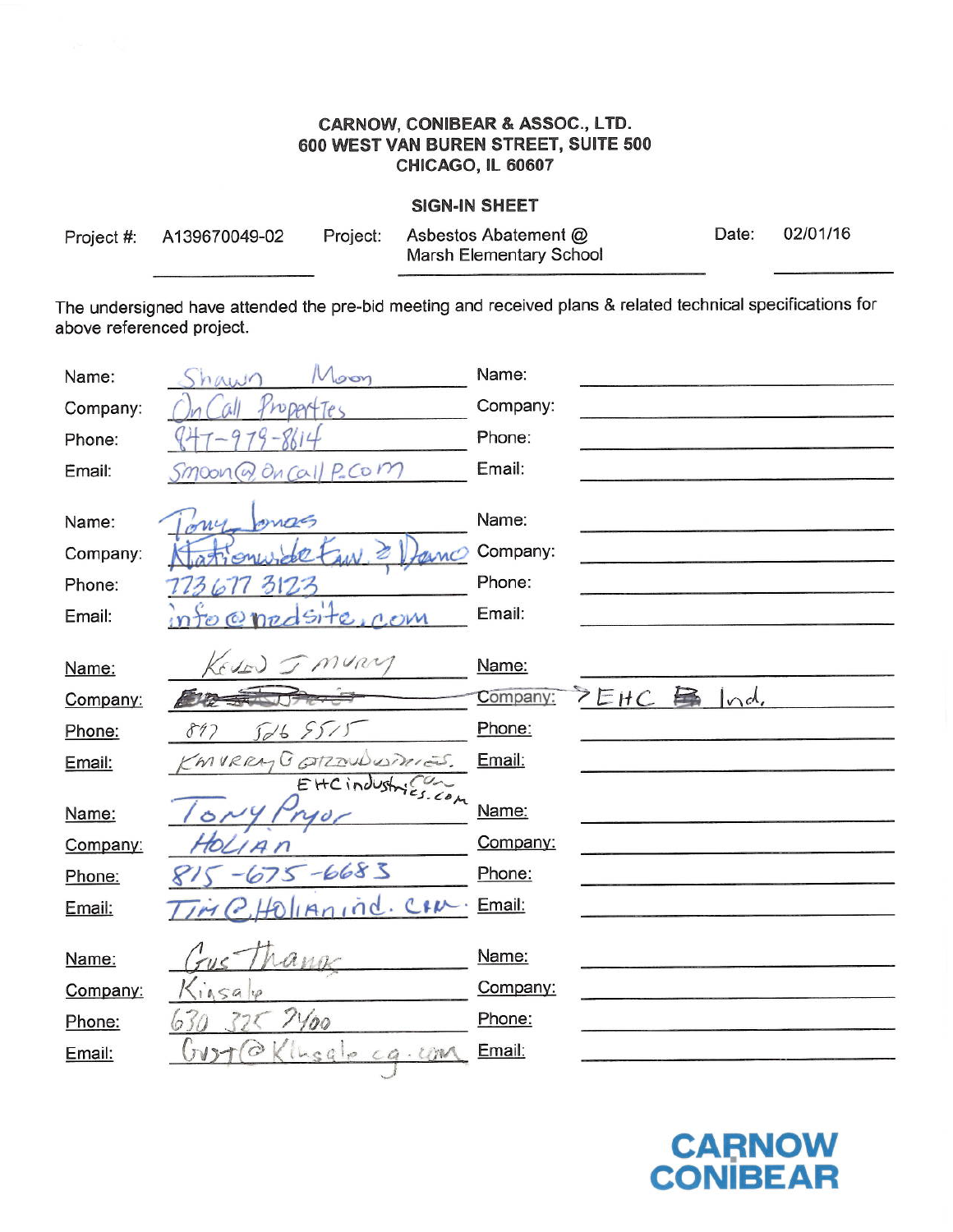**CARNOW, CONIBEAR & ASSOC., LTD.**
**600 WEST VAN BUREN STREET, SUITE 500**
**CHICAGO, IL 60607**

**SIGN-IN SHEET**

Project #: A139670049-02 Project: Asbestos Abatement @ Marsh Elementary School Date: 02/01/16

The undersigned have attended the pre-bid meeting and received plans & related technical specifications for above referenced project.

| | | | |
|---|---|---|---|
| Name: | Shawn Moon | Name: | |
| Company: | On Call Properties | Company: | |
| Phone: | 847-979-8614 | Phone: | |
| Email: | Smoon@OnCallP.com | Email: | |
| Name: | Tony Jonas | Name: | |
| Company: | Nationwide Env. & Demo | Company: | |
| Phone: | 773 677 3123 | Phone: | |
| Email: | info@nedsite.com | Email: | |
| Name: | Kevin J Murry | Name: | |
| Company: | ~~(crossed out)~~ | Company: | EHC Ind. |
| Phone: | 847 526 5515 | Phone: | |
| Email: | KMURRAY@ ~~(crossed out)~~ EHCindustries.com | Email: | |
| Name: | Tony Pryor | Name: | |
| Company: | HOLIAN | Company: | |
| Phone: | 815-675-6683 | Phone: | |
| Email: | TIM@Holianind.com | Email: | |
| Name: | Gus Thanos | Name: | |
| Company: | Kinsale | Company: | |
| Phone: | 630 325 2400 | Phone: | |
| Email: | GUST@Kinsalecg.com | Email: | |

CARNOW CONIBEAR